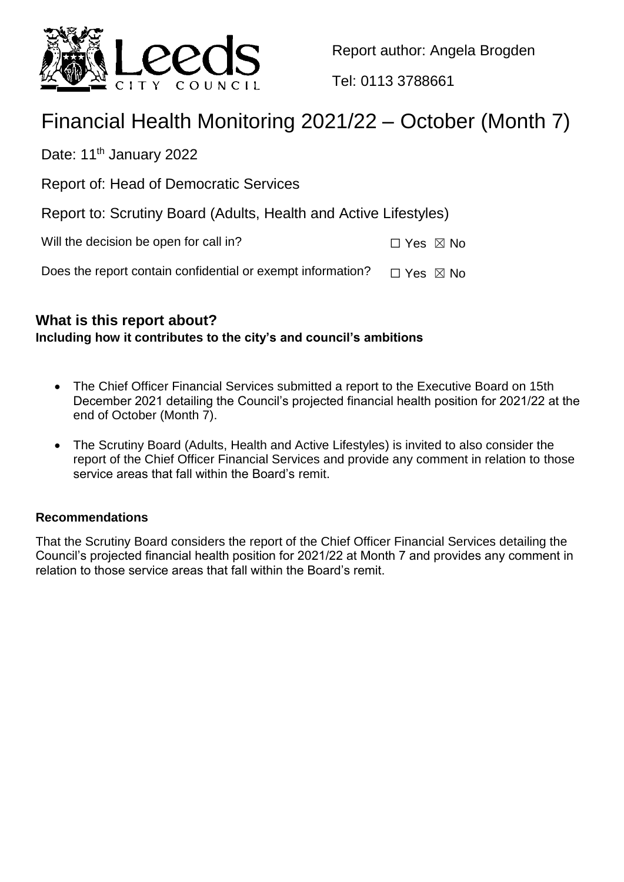Report author: Angela Brogden

Tel: 0113 3788661

# Financial Health Monitoring 2021/22 – October (Month 7)

Date: 11th January 2022

Report of: Head of Democratic Services

Report to: Scrutiny Board (Adults, Health and Active Lifestyles)

Will the decision be open for call in? ☐ Yes ☒ No

Does the report contain confidential or exempt information? ☐ Yes ☒ No

## What is this report about?

**Including how it contributes to the city's and council's ambitions**

- The Chief Officer Financial Services submitted a report to the Executive Board on 15th December 2021 detailing the Council's projected financial health position for 2021/22 at the end of October (Month 7).
- The Scrutiny Board (Adults, Health and Active Lifestyles) is invited to also consider the report of the Chief Officer Financial Services and provide any comment in relation to those service areas that fall within the Board's remit.

### Recommendations

That the Scrutiny Board considers the report of the Chief Officer Financial Services detailing the Council's projected financial health position for 2021/22 at Month 7 and provides any comment in relation to those service areas that fall within the Board's remit.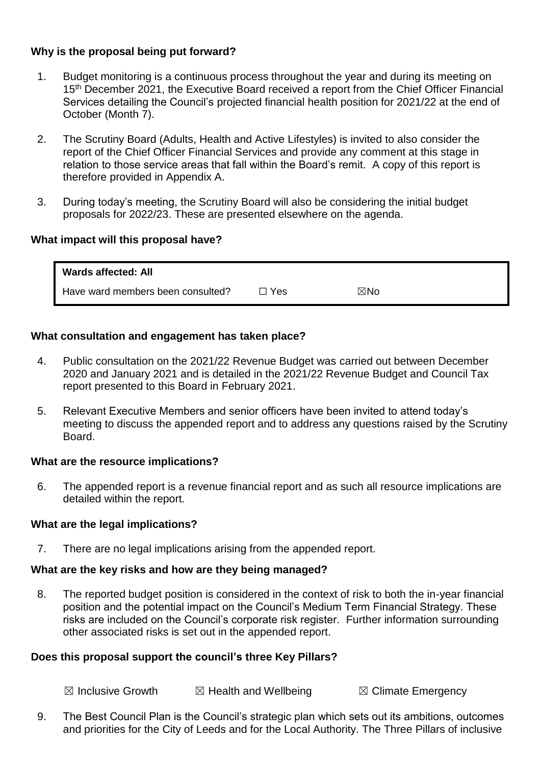**Why is the proposal being put forward?**

1. Budget monitoring is a continuous process throughout the year and during its meeting on 15th December 2021, the Executive Board received a report from the Chief Officer Financial Services detailing the Council's projected financial health position for 2021/22 at the end of October (Month 7).

2. The Scrutiny Board (Adults, Health and Active Lifestyles) is invited to also consider the report of the Chief Officer Financial Services and provide any comment at this stage in relation to those service areas that fall within the Board's remit. A copy of this report is therefore provided in Appendix A.

3. During today's meeting, the Scrutiny Board will also be considering the initial budget proposals for 2022/23. These are presented elsewhere on the agenda.

**What impact will this proposal have?**

| **Wards affected: All** | | |
|---|---|---|
| Have ward members been consulted? | ☐ Yes | ☒No |

**What consultation and engagement has taken place?**

4. Public consultation on the 2021/22 Revenue Budget was carried out between December 2020 and January 2021 and is detailed in the 2021/22 Revenue Budget and Council Tax report presented to this Board in February 2021.

5. Relevant Executive Members and senior officers have been invited to attend today's meeting to discuss the appended report and to address any questions raised by the Scrutiny Board.

**What are the resource implications?**

6. The appended report is a revenue financial report and as such all resource implications are detailed within the report.

**What are the legal implications?**

7. There are no legal implications arising from the appended report.

**What are the key risks and how are they being managed?**

8. The reported budget position is considered in the context of risk to both the in-year financial position and the potential impact on the Council's Medium Term Financial Strategy. These risks are included on the Council's corporate risk register. Further information surrounding other associated risks is set out in the appended report.

**Does this proposal support the council's three Key Pillars?**

☒ Inclusive Growth ☒ Health and Wellbeing ☒ Climate Emergency

9. The Best Council Plan is the Council's strategic plan which sets out its ambitions, outcomes and priorities for the City of Leeds and for the Local Authority. The Three Pillars of inclusive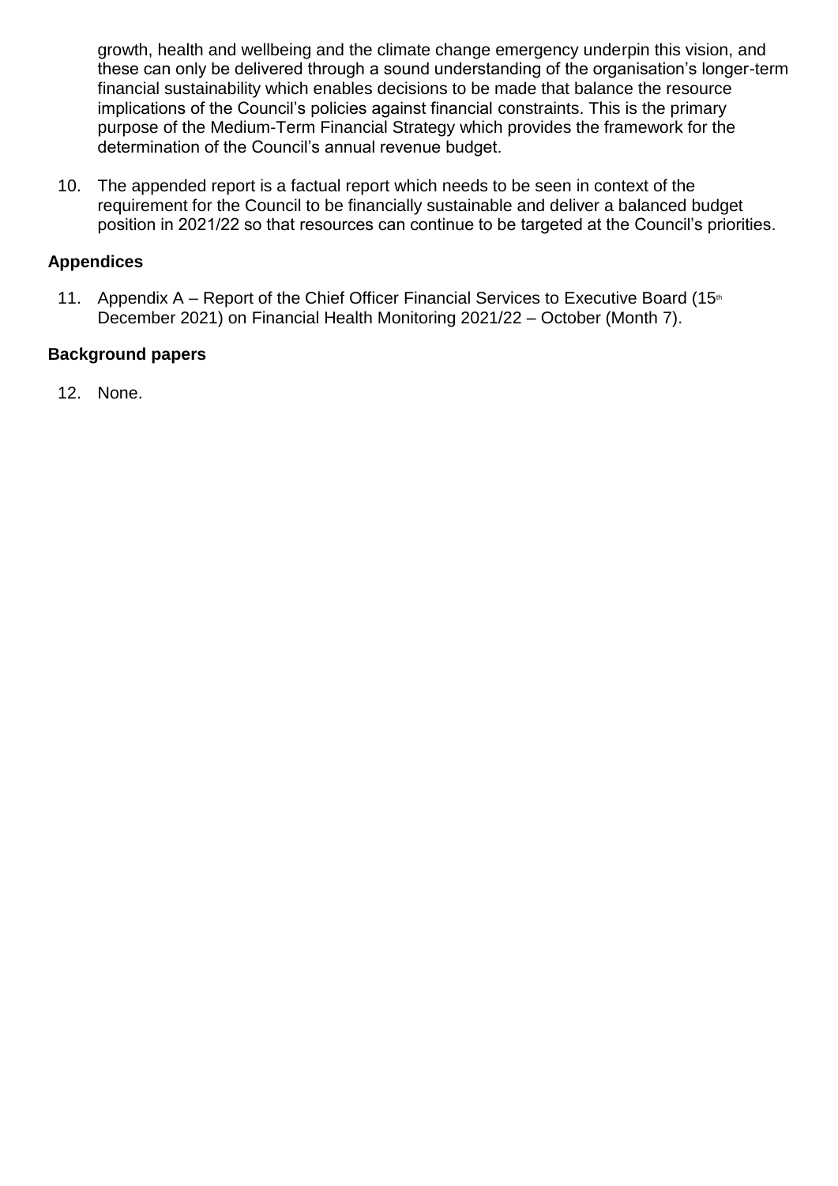growth, health and wellbeing and the climate change emergency underpin this vision, and these can only be delivered through a sound understanding of the organisation's longer-term financial sustainability which enables decisions to be made that balance the resource implications of the Council's policies against financial constraints. This is the primary purpose of the Medium-Term Financial Strategy which provides the framework for the determination of the Council's annual revenue budget.

10. The appended report is a factual report which needs to be seen in context of the requirement for the Council to be financially sustainable and deliver a balanced budget position in 2021/22 so that resources can continue to be targeted at the Council's priorities.

## Appendices

11. Appendix A – Report of the Chief Officer Financial Services to Executive Board (15th December 2021) on Financial Health Monitoring 2021/22 – October (Month 7).

## Background papers

12. None.